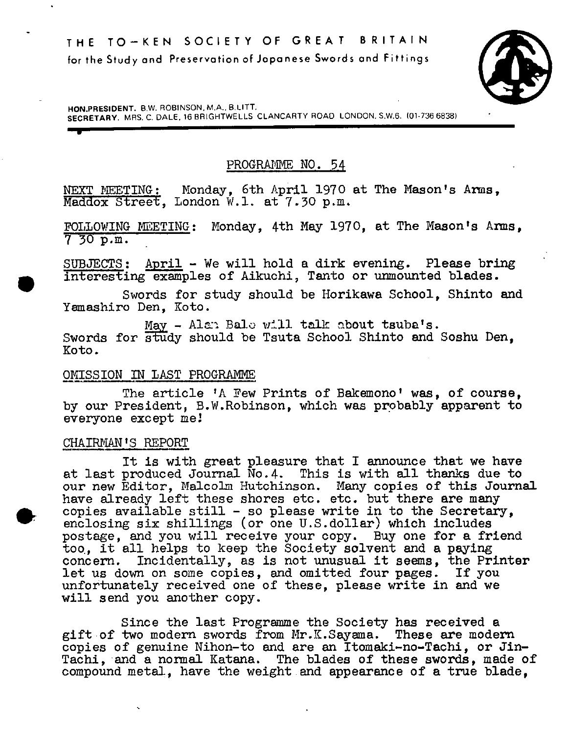# THE TO-KEN SOCIETY OF GREAT BRITAIN

for the Study and Preservation of Japanese Swords and Fittings

HON.PRESIDENT. B.W. ROBINSON, M.A., B.LITT.
SECRETARY. MRS. C. DALE, 16 BRIGHTWELLS CLANCARTY ROAD LONDON, S.W.6. (01-736 6838)

## PROGRAMME NO. 54

NEXT MEETING: Monday, 6th April 1970 at The Mason's Arms, Maddox Street, London W.1. at 7.30 p.m.

FOLLOWING MEETING: Monday, 4th May 1970, at The Mason's Arms, 7 30 p.m.

SUBJECTS: April - We will hold a dirk evening. Please bring interesting examples of Aikuchi, Tanto or unmounted blades.

Swords for study should be Horikawa School, Shinto and Yamashiro Den, Koto.

May - Alan Bale will talk about tsuba's. Swords for study should be Tsuta School Shinto and Soshu Den, Koto.

### OMISSION IN LAST PROGRAMME

The article 'A Few Prints of Bakemono' was, of course, by our President, B.W.Robinson, which was probably apparent to everyone except me!

### CHAIRMAN'S REPORT

It is with great pleasure that I announce that we have at last produced Journal No.4. This is with all thanks due to our new Editor, Malcolm Hutchinson. Many copies of this Journal have already left these shores etc. etc. but there are many copies available still - so please write in to the Secretary, enclosing six shillings (or one U.S.dollar) which includes postage, and you will receive your copy. Buy one for a friend too, it all helps to keep the Society solvent and a paying concern. Incidentally, as is not unusual it seems, the Printer let us down on some copies, and omitted four pages. If you unfortunately received one of these, please write in and we will send you another copy.

Since the last Programme the Society has received a gift of two modern swords from Mr.K.Sayama. These are modern copies of genuine Nihon-to and are an Itomaki-no-Tachi, or Jin-Tachi, and a normal Katana. The blades of these swords, made of compound metal, have the weight and appearance of a true blade,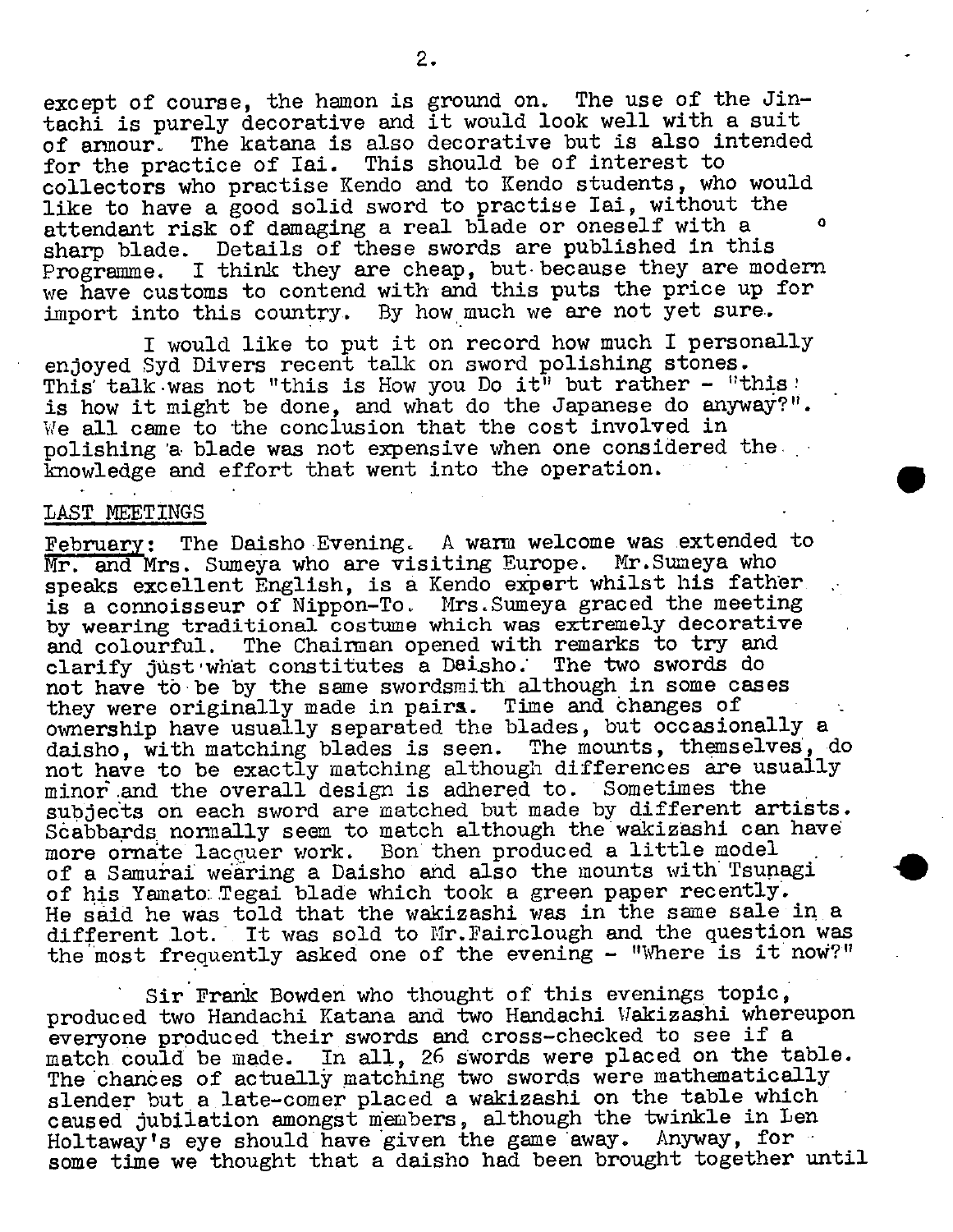except of course, the hamon is ground on. The use of the Jintachi is purely decorative and it would look well with a suit of armour. The katana is also decorative but is also intended for the practice of Iai. This should be of interest to collectors who practise Kendo and to Kendo students, who would like to have a good solid sword to practise Iai, without the attendant risk of damaging a real blade or oneself with a sharp blade. Details of these swords are published in this Programme. I think they are cheap, but because they are modern we have customs to contend with and this puts the price up for import into this country. By how much we are not yet sure.

I would like to put it on record how much I personally enjoyed Syd Divers recent talk on sword polishing stones. This talk was not "this is How you Do it" but rather - "this is how it might be done, and what do the Japanese do anyway?". We all came to the conclusion that the cost involved in polishing a blade was not expensive when one considered the knowledge and effort that went into the operation.

## LAST MEETINGS

February: The Daisho Evening. A warm welcome was extended to Mr. and Mrs. Sumeya who are visiting Europe. Mr.Sumeya who speaks excellent English, is a Kendo expert whilst his father is a connoisseur of Nippon-To. Mrs.Sumeya graced the meeting by wearing traditional costume which was extremely decorative and colourful. The Chairman opened with remarks to try and clarify just what constitutes a Daisho. The two swords do not have to be by the same swordsmith although in some cases they were originally made in pairs. Time and changes of ownership have usually separated the blades, but occasionally a daisho, with matching blades is seen. The mounts, themselves, do not have to be exactly matching although differences are usually minor and the overall design is adhered to. Sometimes the subjects on each sword are matched but made by different artists. Scabbards normally seem to match although the wakizashi can have more ornate lacquer work. Bon then produced a little model of a Samurai wearing a Daisho and also the mounts with Tsunagi of his Yamato Tegai blade which took a green paper recently. He said he was told that the wakizashi was in the same sale in a different lot. It was sold to Mr.Fairclough and the question was the most frequently asked one of the evening - "Where is it now?"

Sir Frank Bowden who thought of this evenings topic, produced two Handachi Katana and two Handachi Wakizashi whereupon everyone produced their swords and cross-checked to see if a match could be made. In all, 26 swords were placed on the table. The chances of actually matching two swords were mathematically slender but a late-comer placed a wakizashi on the table which caused jubilation amongst members, although the twinkle in Len Holtaway's eye should have given the game away. Anyway, for some time we thought that a daisho had been brought together until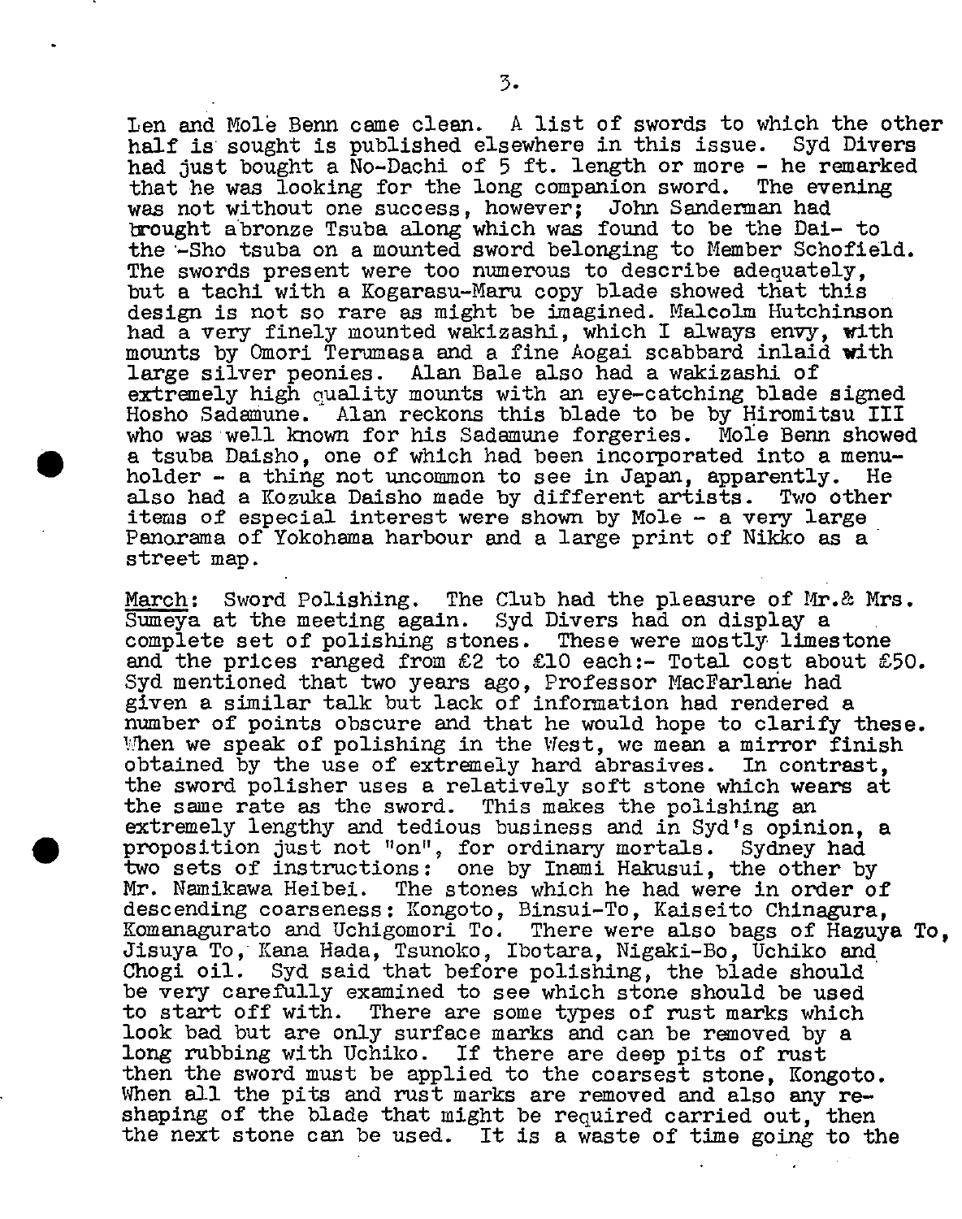Len and Mole Benn came clean. A list of swords to which the other half is sought is published elsewhere in this issue. Syd Divers had just bought a No-Dachi of 5 ft. length or more - he remarked that he was looking for the long companion sword. The evening was not without one success, however; John Sanderman had brought a bronze Tsuba along which was found to be the Dai- to the -Sho tsuba on a mounted sword belonging to Member Schofield. The swords present were too numerous to describe adequately, but a tachi with a Kogarasu-Maru copy blade showed that this design is not so rare as might be imagined. Malcolm Hutchinson had a very finely mounted wakizashi, which I always envy, with mounts by Omori Terumasa and a fine Aogai scabbard inlaid with large silver peonies. Alan Bale also had a wakizashi of extremely high quality mounts with an eye-catching blade signed Hosho Sadamune. Alan reckons this blade to be by Hiromitsu III who was well known for his Sadamune forgeries. Mole Benn showed a tsuba Daisho, one of which had been incorporated into a menu-holder - a thing not uncommon to see in Japan, apparently. He also had a Kozuka Daisho made by different artists. Two other items of especial interest were shown by Mole - a very large Panorama of Yokohama harbour and a large print of Nikko as a street map.

<u>March</u>: Sword Polishing. The Club had the pleasure of Mr.& Mrs. Sumeya at the meeting again. Syd Divers had on display a complete set of polishing stones. These were mostly limestone and the prices ranged from £2 to £10 each:- Total cost about £50. Syd mentioned that two years ago, Professor MacFarlane had given a similar talk but lack of information had rendered a number of points obscure and that he would hope to clarify these. When we speak of polishing in the West, we mean a mirror finish obtained by the use of extremely hard abrasives. In contrast, the sword polisher uses a relatively soft stone which wears at the same rate as the sword. This makes the polishing an extremely lengthy and tedious business and in Syd's opinion, a proposition just not "on", for ordinary mortals. Sydney had two sets of instructions: one by Inami Hakusui, the other by Mr. Namikawa Heibei. The stones which he had were in order of descending coarseness: Kongoto, Binsui-To, Kaiseito Chinagura, Komanagurato and Uchigomori To. There were also bags of Hazuya To, Jisuya To, Kana Hada, Tsunoko, Ibotara, Nigaki-Bo, Uchiko and Chogi oil. Syd said that before polishing, the blade should be very carefully examined to see which stone should be used to start off with. There are some types of rust marks which look bad but are only surface marks and can be removed by a long rubbing with Uchiko. If there are deep pits of rust then the sword must be applied to the coarsest stone, Kongoto. When all the pits and rust marks are removed and also any re-shaping of the blade that might be required carried out, then the next stone can be used. It is a waste of time going to the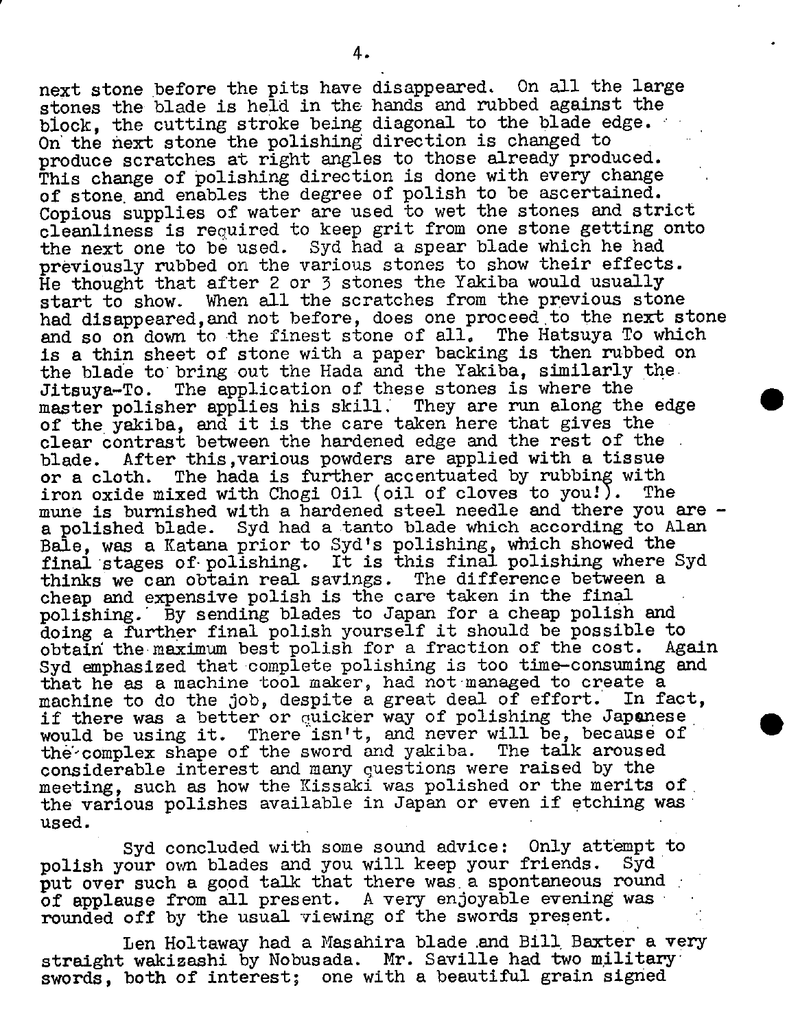next stone before the pits have disappeared. On all the large stones the blade is held in the hands and rubbed against the block, the cutting stroke being diagonal to the blade edge. On the next stone the polishing direction is changed to produce scratches at right angles to those already produced. This change of polishing direction is done with every change of stone and enables the degree of polish to be ascertained. Copious supplies of water are used to wet the stones and strict cleanliness is required to keep grit from one stone getting onto the next one to be used. Syd had a spear blade which he had previously rubbed on the various stones to show their effects. He thought that after 2 or 3 stones the Yakiba would usually start to show. When all the scratches from the previous stone had disappeared, and not before, does one proceed to the next stone and so on down to the finest stone of all. The Hatsuya To which is a thin sheet of stone with a paper backing is then rubbed on the blade to bring out the Hada and the Yakiba, similarly the Jitsuya-To. The application of these stones is where the master polisher applies his skill. They are run along the edge of the yakiba, and it is the care taken here that gives the clear contrast between the hardened edge and the rest of the blade. After this, various powders are applied with a tissue or a cloth. The hada is further accentuated by rubbing with iron oxide mixed with Chogi Oil (oil of cloves to you!). The mune is burnished with a hardened steel needle and there you are - a polished blade. Syd had a tanto blade which according to Alan Bale, was a Katana prior to Syd's polishing, which showed the final stages of polishing. It is this final polishing where Syd thinks we can obtain real savings. The difference between a cheap and expensive polish is the care taken in the final polishing. By sending blades to Japan for a cheap polish and doing a further final polish yourself it should be possible to obtain the maximum best polish for a fraction of the cost. Again Syd emphasized that complete polishing is too time-consuming and that he as a machine tool maker, had not managed to create a machine to do the job, despite a great deal of effort. In fact, if there was a better or quicker way of polishing the Japanese would be using it. There isn't, and never will be, because of the complex shape of the sword and yakiba. The talk aroused considerable interest and many questions were raised by the meeting, such as how the Kissaki was polished or the merits of the various polishes available in Japan or even if etching was used.

Syd concluded with some sound advice: Only attempt to polish your own blades and you will keep your friends. Syd put over such a good talk that there was a spontaneous round of applause from all present. A very enjoyable evening was rounded off by the usual viewing of the swords present.

Len Holtaway had a Masahira blade and Bill Baxter a very straight wakizashi by Nobusada. Mr. Saville had two military swords, both of interest; one with a beautiful grain signed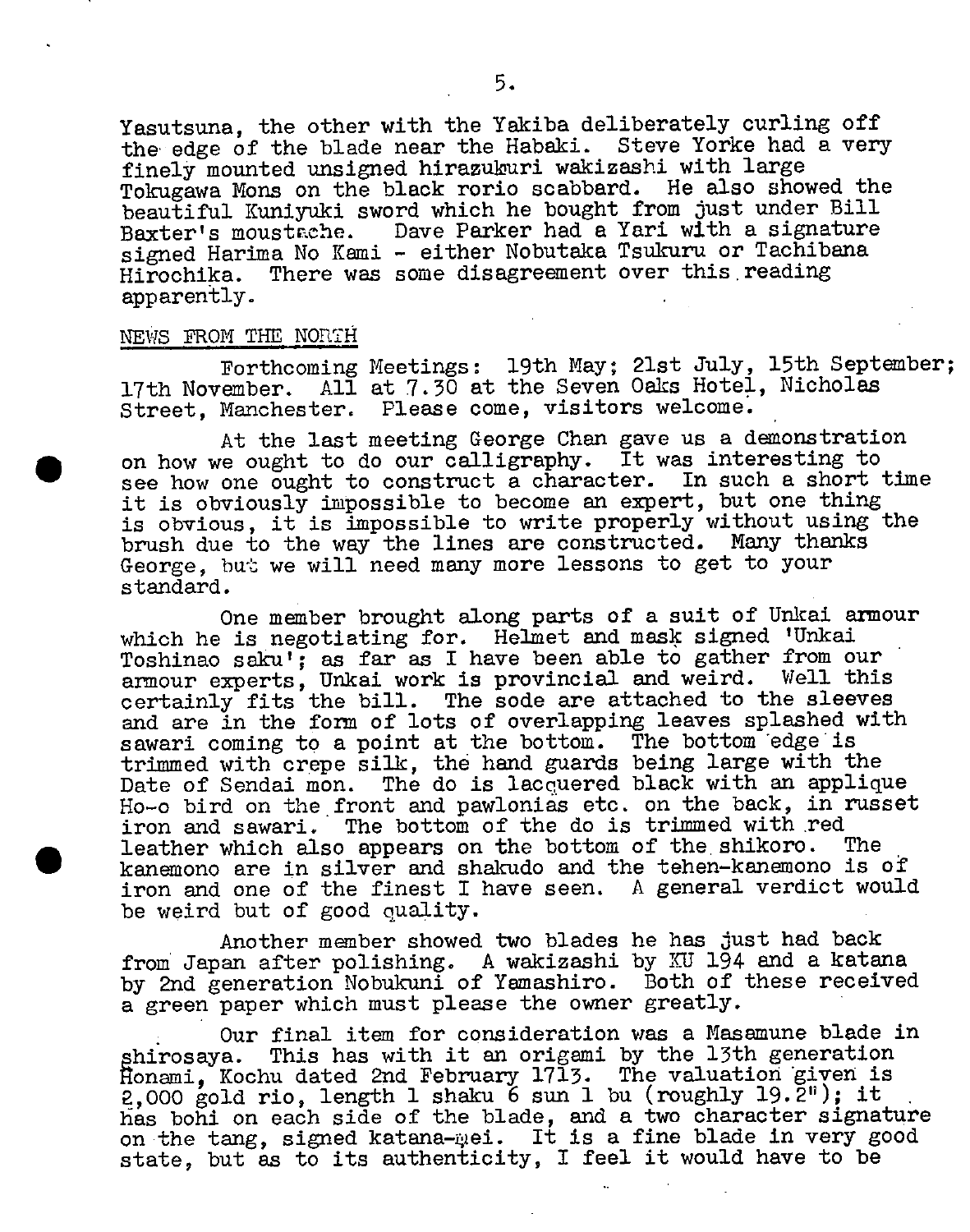Yasutsuna, the other with the Yakiba deliberately curling off the edge of the blade near the Habaki. Steve Yorke had a very finely mounted unsigned hirazukuri wakizashi with large Tokugawa Mons on the black rorio scabbard. He also showed the beautiful Kuniyuki sword which he bought from just under Bill Baxter's moustache. Dave Parker had a Yari with a signature signed Harima No Kami - either Nobutaka Tsukuru or Tachibana Hirochika. There was some disagreement over this reading apparently.

NEWS FROM THE NORTH

Forthcoming Meetings: 19th May; 21st July, 15th September; 17th November. All at 7.30 at the Seven Oaks Hotel, Nicholas Street, Manchester. Please come, visitors welcome.

At the last meeting George Chan gave us a demonstration on how we ought to do our calligraphy. It was interesting to see how one ought to construct a character. In such a short time it is obviously impossible to become an expert, but one thing is obvious, it is impossible to write properly without using the brush due to the way the lines are constructed. Many thanks George, but we will need many more lessons to get to your standard.

One member brought along parts of a suit of Unkai armour which he is negotiating for. Helmet and mask signed 'Unkai Toshinao saku'; as far as I have been able to gather from our armour experts, Unkai work is provincial and weird. Well this certainly fits the bill. The sode are attached to the sleeves and are in the form of lots of overlapping leaves splashed with sawari coming to a point at the bottom. The bottom edge is trimmed with crepe silk, the hand guards being large with the Date of Sendai mon. The do is lacquered black with an applique Ho-o bird on the front and pawlonias etc. on the back, in russet iron and sawari. The bottom of the do is trimmed with red leather which also appears on the bottom of the shikoro. The kanemono are in silver and shakudo and the tehen-kanemono is of iron and one of the finest I have seen. A general verdict would be weird but of good quality.

Another member showed two blades he has just had back from Japan after polishing. A wakizashi by KU 194 and a katana by 2nd generation Nobukuni of Yamashiro. Both of these received a green paper which must please the owner greatly.

Our final item for consideration was a Masamune blade in shirosaya. This has with it an origami by the 13th generation Honami, Kochu dated 2nd February 1713. The valuation given is 2,000 gold rio, length 1 shaku 6 sun 1 bu (roughly 19.2"); it has bohi on each side of the blade, and a two character signature on the tang, signed katana-mei. It is a fine blade in very good state, but as to its authenticity, I feel it would have to be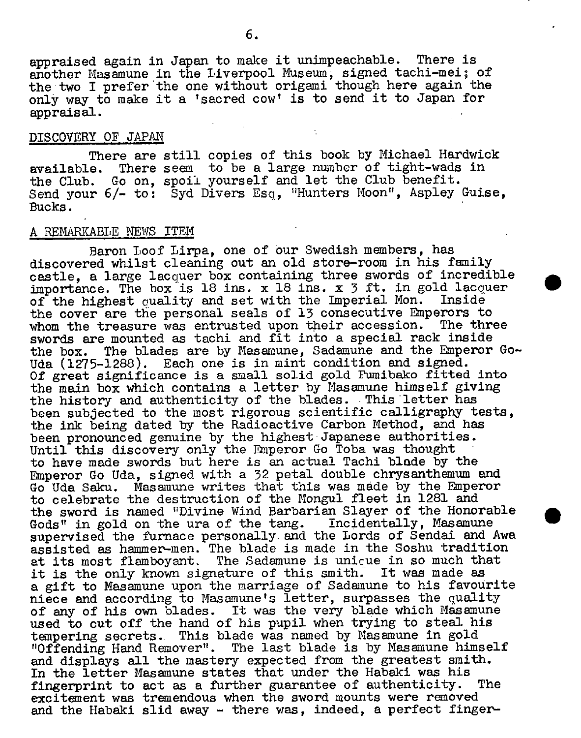appraised again in Japan to make it unimpeachable. There is another Masamune in the Liverpool Museum, signed tachi-mei; of the two I prefer the one without origami though here again the only way to make it a 'sacred cow' is to send it to Japan for appraisal.

## DISCOVERY OF JAPAN

There are still copies of this book by Michael Hardwick available. There seem to be a large number of tight-wads in the Club. Go on, spoil yourself and let the Club benefit. Send your 6/- to: Syd Divers Esq, "Hunters Moon", Aspley Guise, Bucks.

## A REMARKABLE NEWS ITEM

Baron Loof Lirpa, one of our Swedish members, has discovered whilst cleaning out an old store-room in his family castle, a large lacquer box containing three swords of incredible importance. The box is 18 ins. x 18 ins. x 3 ft. in gold lacquer of the highest quality and set with the Imperial Mon. Inside the cover are the personal seals of 13 consecutive Emperors to whom the treasure was entrusted upon their accession. The three swords are mounted as tachi and fit into a special rack inside the box. The blades are by Masamune, Sadamune and the Emperor Go-Uda (1275-1288). Each one is in mint condition and signed. Of great significance is a small solid gold Fumibako fitted into the main box which contains a letter by Masamune himself giving the history and authenticity of the blades. This letter has been subjected to the most rigorous scientific calligraphy tests, the ink being dated by the Radioactive Carbon Method, and has been pronounced genuine by the highest Japanese authorities. Until this discovery only the Emperor Go Toba was thought to have made swords but here is an actual Tachi blade by the Emperor Go Uda, signed with a 32 petal double chrysanthemum and Go Uda Saku. Masamune writes that this was made by the Emperor to celebrate the destruction of the Mongul fleet in 1281 and the sword is named "Divine Wind Barbarian Slayer of the Honorable Gods" in gold on the ura of the tang. Incidentally, Masamune supervised the furnace personally and the Lords of Sendai and Awa assisted as hammer-men. The blade is made in the Soshu tradition at its most flamboyant. The Sadamune is unique in so much that it is the only known signature of this smith. It was made as a gift to Masamune upon the marriage of Sadamune to his favourite niece and according to Masamune's letter, surpasses the quality of any of his own blades. It was the very blade which Masamune used to cut off the hand of his pupil when trying to steal his tempering secrets. This blade was named by Masamune in gold "Offending Hand Remover". The last blade is by Masamune himself and displays all the mastery expected from the greatest smith. In the letter Masamune states that under the Habaki was his fingerprint to act as a further guarantee of authenticity. The excitement was tremendous when the sword mounts were removed and the Habaki slid away - there was, indeed, a perfect finger-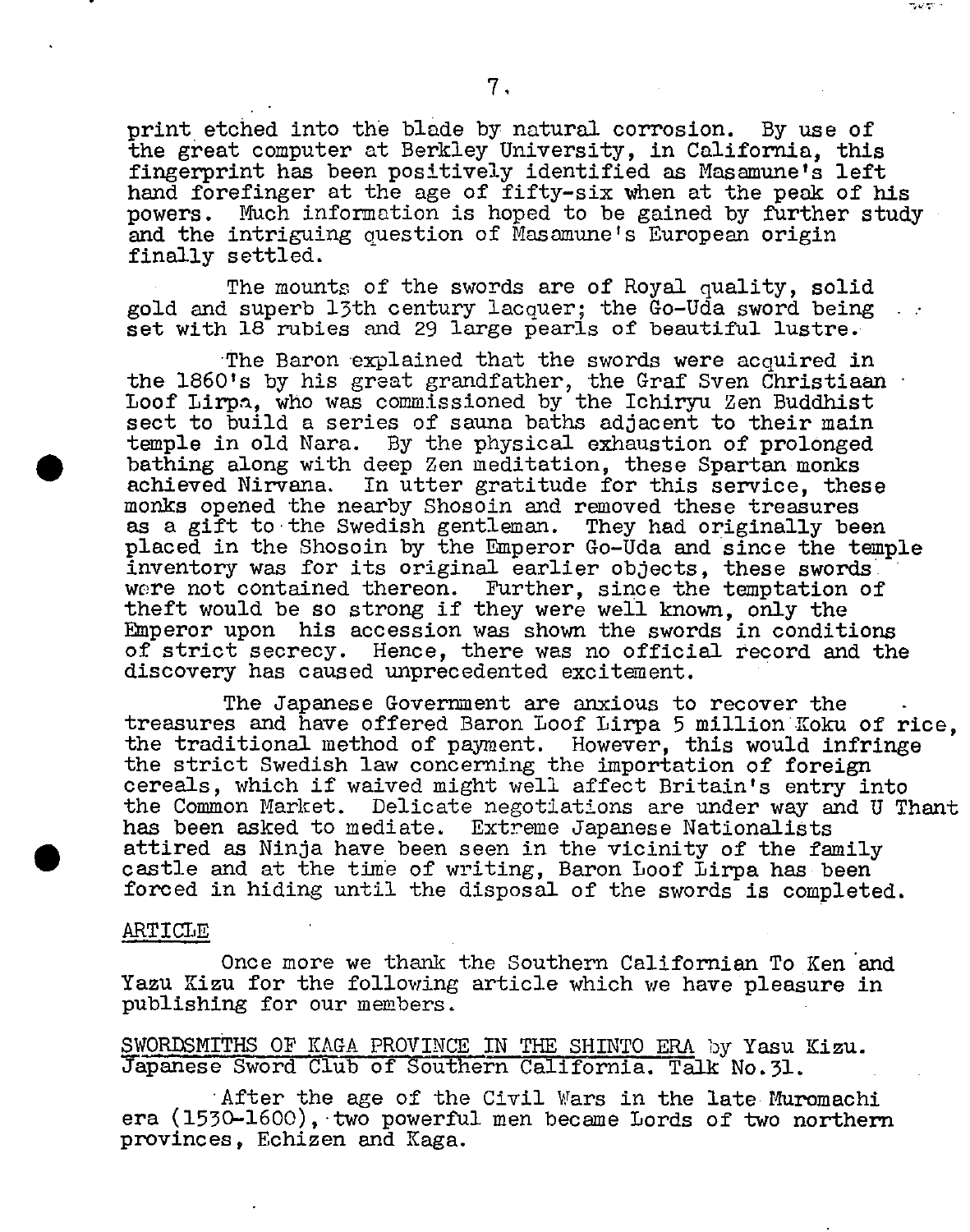print etched into the blade by natural corrosion. By use of the great computer at Berkley University, in California, this fingerprint has been positively identified as Masamune's left hand forefinger at the age of fifty-six when at the peak of his powers. Much information is hoped to be gained by further study and the intriguing question of Masamune's European origin finally settled.

The mounts of the swords are of Royal quality, solid gold and superb 13th century lacquer; the Go-Uda sword being set with 18 rubies and 29 large pearls of beautiful lustre.

The Baron explained that the swords were acquired in the 1860's by his great grandfather, the Graf Sven Christiaan Loof Lirpa, who was commissioned by the Ichiryu Zen Buddhist sect to build a series of sauna baths adjacent to their main temple in old Nara. By the physical exhaustion of prolonged bathing along with deep Zen meditation, these Spartan monks achieved Nirvana. In utter gratitude for this service, these monks opened the nearby Shosoin and removed these treasures as a gift to the Swedish gentleman. They had originally been placed in the Shosoin by the Emperor Go-Uda and since the temple inventory was for its original earlier objects, these swords were not contained thereon. Further, since the temptation of theft would be so strong if they were well known, only the Emperor upon his accession was shown the swords in conditions of strict secrecy. Hence, there was no official record and the discovery has caused unprecedented excitement.

The Japanese Government are anxious to recover the treasures and have offered Baron Loof Lirpa 5 million Koku of rice, the traditional method of payment. However, this would infringe the strict Swedish law concerning the importation of foreign cereals, which if waived might well affect Britain's entry into the Common Market. Delicate negotiations are under way and U Thant has been asked to mediate. Extreme Japanese Nationalists attired as Ninja have been seen in the vicinity of the family castle and at the time of writing, Baron Loof Lirpa has been forced in hiding until the disposal of the swords is completed.

ARTICLE

Once more we thank the Southern Californian To Ken and Yazu Kizu for the following article which we have pleasure in publishing for our members.

SWORDSMITHS OF KAGA PROVINCE IN THE SHINTO ERA by Yasu Kizu. Japanese Sword Club of Southern California. Talk No.31.

After the age of the Civil Wars in the late Muromachi era (1530-1600), two powerful men became Lords of two northern provinces, Echizen and Kaga.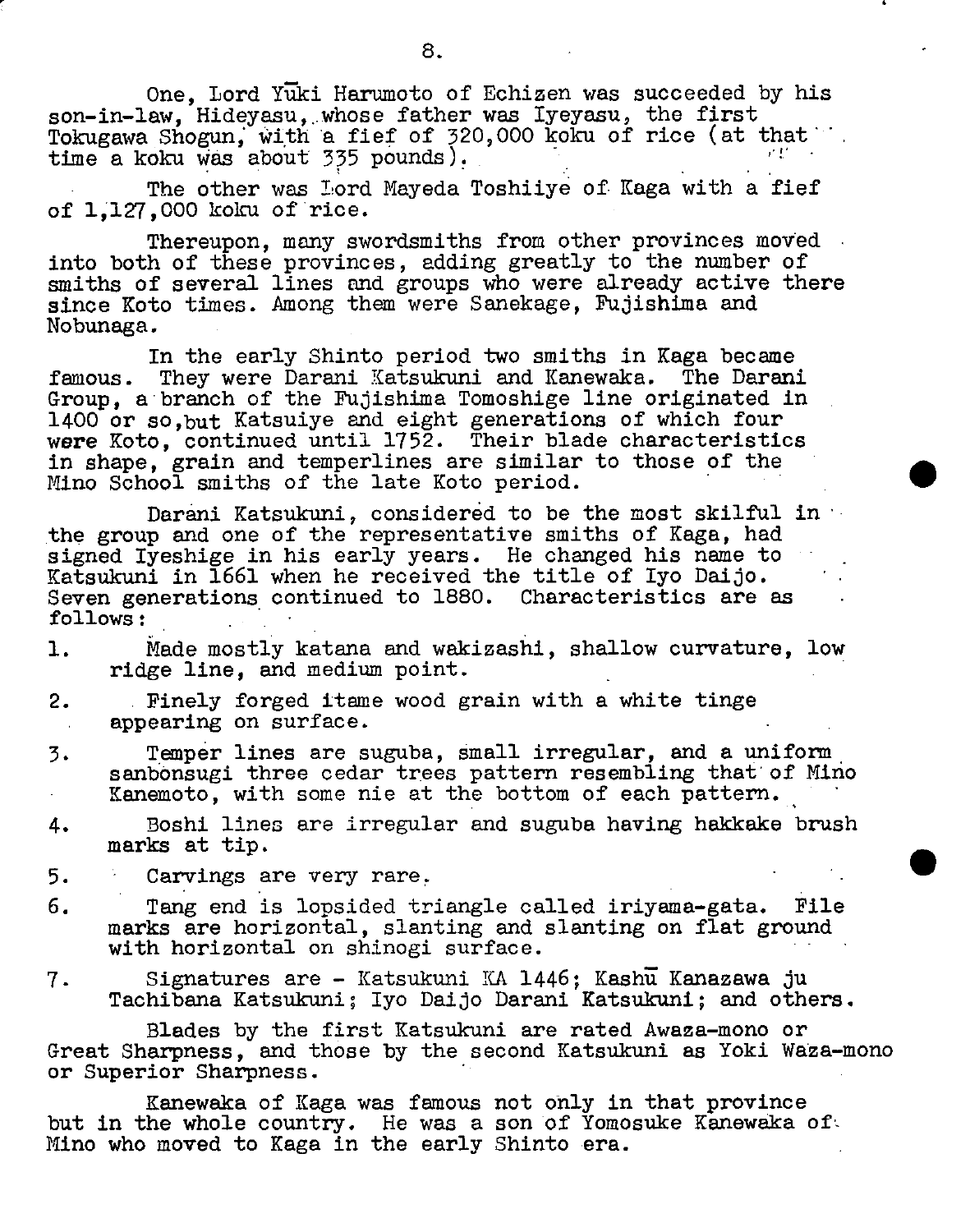One, Lord Yūki Harumoto of Echizen was succeeded by his son-in-law, Hideyasu, whose father was Iyeyasu, the first Tokugawa Shogun, with a fief of 320,000 koku of rice (at that time a koku was about 335 pounds).

The other was Lord Mayeda Toshiiye of Kaga with a fief of 1,127,000 koku of rice.

Thereupon, many swordsmiths from other provinces moved into both of these provinces, adding greatly to the number of smiths of several lines and groups who were already active there since Koto times. Among them were Sanekage, Fujishima and Nobunaga.

In the early Shinto period two smiths in Kaga became famous. They were Darani Katsukuni and Kanewaka. The Darani Group, a branch of the Fujishima Tomoshige line originated in 1400 or so, but Katsuiye and eight generations of which four were Koto, continued until 1752. Their blade characteristics in shape, grain and temperlines are similar to those of the Mino School smiths of the late Koto period.

Darani Katsukuni, considered to be the most skilful in the group and one of the representative smiths of Kaga, had signed Iyeshige in his early years. He changed his name to Katsukuni in 1661 when he received the title of Iyo Daijo. Seven generations continued to 1880. Characteristics are as follows:

1. Made mostly katana and wakizashi, shallow curvature, low ridge line, and medium point.
2. Finely forged itame wood grain with a white tinge appearing on surface.
3. Temper lines are suguba, small irregular, and a uniform sanbonsugi three cedar trees pattern resembling that of Mino Kanemoto, with some nie at the bottom of each pattern.
4. Boshi lines are irregular and suguba having hakkake brush marks at tip.
5. Carvings are very rare.
6. Tang end is lopsided triangle called iriyama-gata. File marks are horizontal, slanting and slanting on flat ground with horizontal on shinogi surface.
7. Signatures are - Katsukuni KA 1446; Kashū Kanazawa ju Tachibana Katsukuni; Iyo Daijo Darani Katsukuni; and others.

Blades by the first Katsukuni are rated Awaza-mono or Great Sharpness, and those by the second Katsukuni as Yoki Waza-mono or Superior Sharpness.

Kanewaka of Kaga was famous not only in that province but in the whole country. He was a son of Yomosuke Kanewaka of Mino who moved to Kaga in the early Shinto era.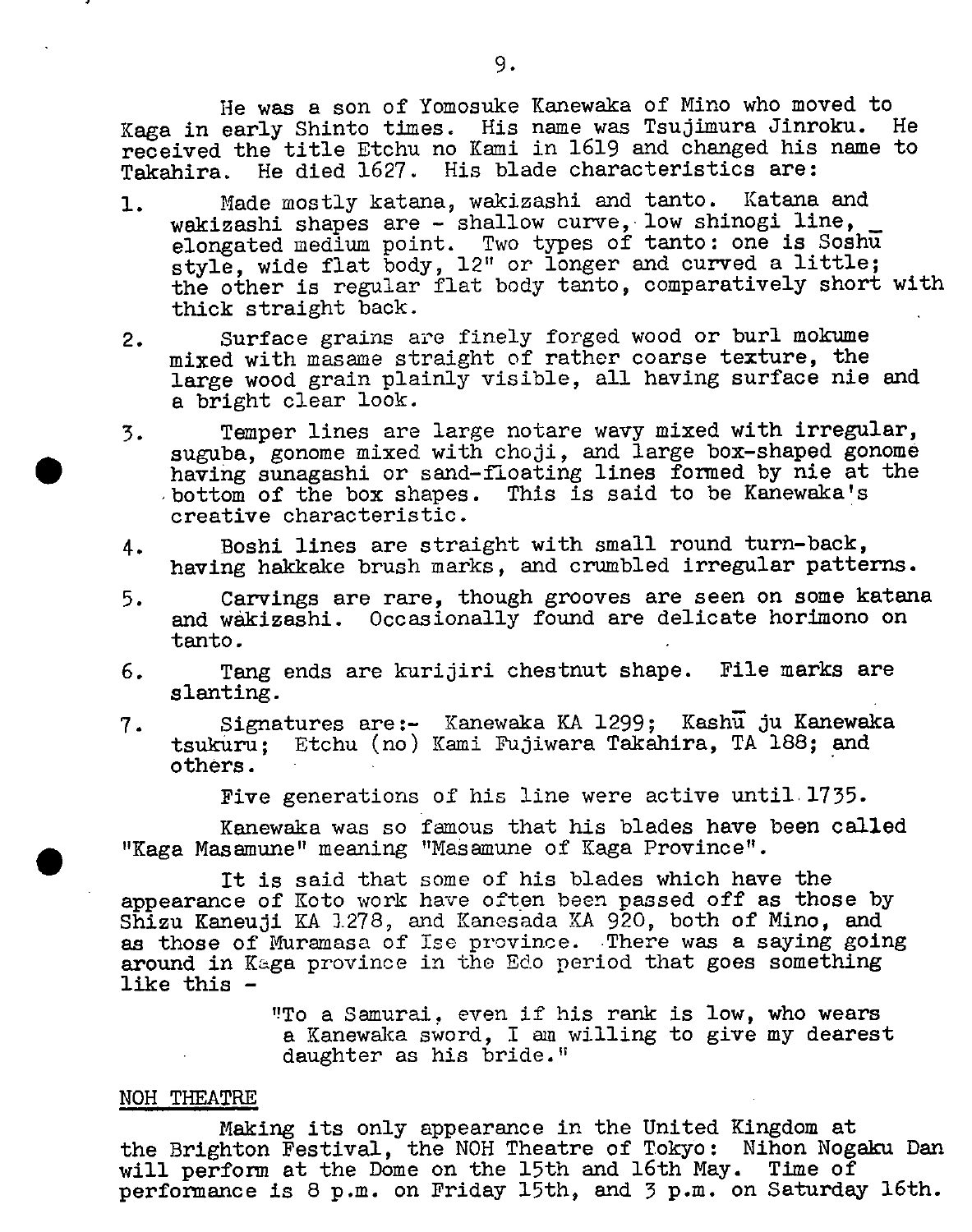He was a son of Yomosuke Kanewaka of Mino who moved to Kaga in early Shinto times. His name was Tsujimura Jinroku. He received the title Etchu no Kami in 1619 and changed his name to Takahira. He died 1627. His blade characteristics are:

1. Made mostly katana, wakizashi and tanto. Katana and wakizashi shapes are - shallow curve, low shinogi line, elongated medium point. Two types of tanto: one is Soshū style, wide flat body, 12" or longer and curved a little; the other is regular flat body tanto, comparatively short with thick straight back.
2. Surface grains are finely forged wood or burl mokume mixed with masame straight of rather coarse texture, the large wood grain plainly visible, all having surface nie and a bright clear look.
3. Temper lines are large notare wavy mixed with irregular, suguba, gonome mixed with choji, and large box-shaped gonome having sunagashi or sand-floating lines formed by nie at the bottom of the box shapes. This is said to be Kanewaka's creative characteristic.
4. Boshi lines are straight with small round turn-back, having hakkake brush marks, and crumbled irregular patterns.
5. Carvings are rare, though grooves are seen on some katana and wakizashi. Occasionally found are delicate horimono on tanto.
6. Tang ends are kurijiri chestnut shape. File marks are slanting.
7. Signatures are:- Kanewaka KA 1299; Kashū ju Kanewaka tsukuru; Etchu (no) Kami Fujiwara Takahira, TA 188; and others.

Five generations of his line were active until 1735.

Kanewaka was so famous that his blades have been called "Kaga Masamune" meaning "Masamune of Kaga Province".

It is said that some of his blades which have the appearance of Koto work have often been passed off as those by Shizu Kaneuji KA 1278, and Kanesada KA 920, both of Mino, and as those of Muramasa of Ise province. There was a saying going around in Kaga province in the Edo period that goes something like this -

> "To a Samurai, even if his rank is low, who wears a Kanewaka sword, I am willing to give my dearest daughter as his bride."

## NOH THEATRE

Making its only appearance in the United Kingdom at the Brighton Festival, the NOH Theatre of Tokyo: Nihon Nogaku Dan will perform at the Dome on the 15th and 16th May. Time of performance is 8 p.m. on Friday 15th, and 3 p.m. on Saturday 16th.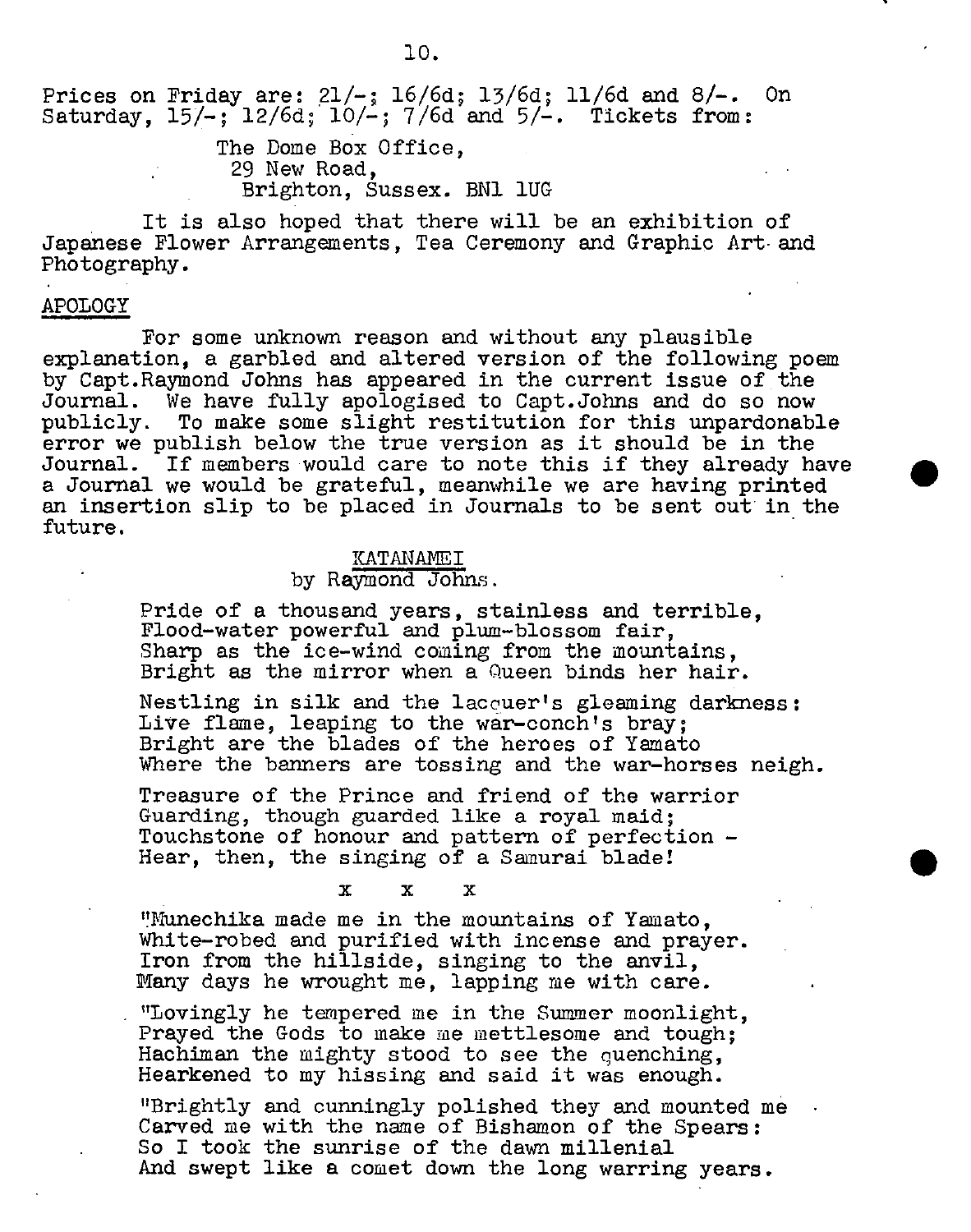Prices on Friday are: 21/-; 16/6d; 13/6d; 11/6d and 8/-. On Saturday, 15/-; 12/6d; 10/-; 7/6d and 5/-. Tickets from:

The Dome Box Office,
29 New Road,
Brighton, Sussex. BN1 1UG

It is also hoped that there will be an exhibition of Japanese Flower Arrangements, Tea Ceremony and Graphic Art and Photography.

## APOLOGY

For some unknown reason and without any plausible explanation, a garbled and altered version of the following poem by Capt.Raymond Johns has appeared in the current issue of the Journal. We have fully apologised to Capt.Johns and do so now publicly. To make some slight restitution for this unpardonable error we publish below the true version as it should be in the Journal. If members would care to note this if they already have a Journal we would be grateful, meanwhile we are having printed an insertion slip to be placed in Journals to be sent out in the future.

### KATANAMEI
by Raymond Johns.

Pride of a thousand years, stainless and terrible,
Flood-water powerful and plum-blossom fair,
Sharp as the ice-wind coming from the mountains,
Bright as the mirror when a Queen binds her hair.

Nestling in silk and the lacquer's gleaming darkness:
Live flame, leaping to the war-conch's bray;
Bright are the blades of the heroes of Yamato
Where the banners are tossing and the war-horses neigh.

Treasure of the Prince and friend of the warrior
Guarding, though guarded like a royal maid;
Touchstone of honour and pattern of perfection -
Hear, then, the singing of a Samurai blade!

x x x

"Munechika made me in the mountains of Yamato,
White-robed and purified with incense and prayer.
Iron from the hillside, singing to the anvil,
Many days he wrought me, lapping me with care.

"Lovingly he tempered me in the Summer moonlight,
Prayed the Gods to make me mettlesome and tough;
Hachiman the mighty stood to see the quenching,
Hearkened to my hissing and said it was enough.

"Brightly and cunningly polished they and mounted me
Carved me with the name of Bishamon of the Spears:
So I took the sunrise of the dawn millenial
And swept like a comet down the long warring years.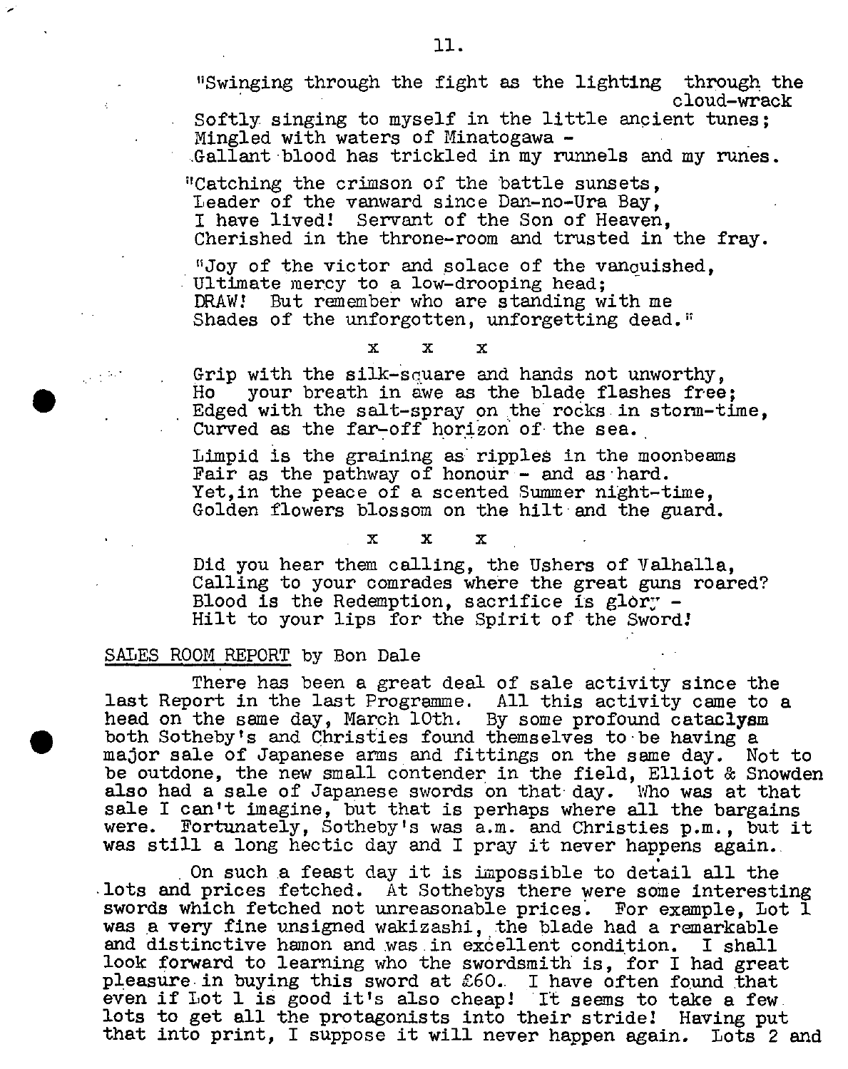"Swinging through the fight as the lighting through the cloud-wrack
Softly singing to myself in the little ancient tunes;
Mingled with waters of Minatogawa -
Gallant blood has trickled in my runnels and my runes.

"Catching the crimson of the battle sunsets,
Leader of the vanward since Dan-no-Ura Bay,
I have lived! Servant of the Son of Heaven,
Cherished in the throne-room and trusted in the fray.

"Joy of the victor and solace of the vanquished,
Ultimate mercy to a low-drooping head;
DRAW! But remember who are standing with me
Shades of the unforgotten, unforgetting dead."

x x x

Grip with the silk-square and hands not unworthy,
Ho your breath in awe as the blade flashes free;
Edged with the salt-spray on the rocks in storm-time,
Curved as the far-off horizon of the sea.

Limpid is the graining as ripples in the moonbeams
Fair as the pathway of honour - and as hard.
Yet, in the peace of a scented Summer night-time,
Golden flowers blossom on the hilt and the guard.

x x x

Did you hear them calling, the Ushers of Valhalla,
Calling to your comrades where the great guns roared?
Blood is the Redemption, sacrifice is glory -
Hilt to your lips for the Spirit of the Sword!

SALES ROOM REPORT by Bon Dale

There has been a great deal of sale activity since the last Report in the last Programme. All this activity came to a head on the same day, March 10th. By some profound cataclysm both Sotheby's and Christies found themselves to be having a major sale of Japanese arms and fittings on the same day. Not to be outdone, the new small contender in the field, Elliot & Snowden also had a sale of Japanese swords on that day. Who was at that sale I can't imagine, but that is perhaps where all the bargains were. Fortunately, Sotheby's was a.m. and Christies p.m., but it was still a long hectic day and I pray it never happens again.

On such a feast day it is impossible to detail all the lots and prices fetched. At Sothebys there were some interesting swords which fetched not unreasonable prices. For example, Lot 1 was a very fine unsigned wakizashi, the blade had a remarkable and distinctive hamon and was in excellent condition. I shall look forward to learning who the swordsmith is, for I had great pleasure in buying this sword at £60. I have often found that even if Lot 1 is good it's also cheap! It seems to take a few lots to get all the protagonists into their stride! Having put that into print, I suppose it will never happen again. Lots 2 and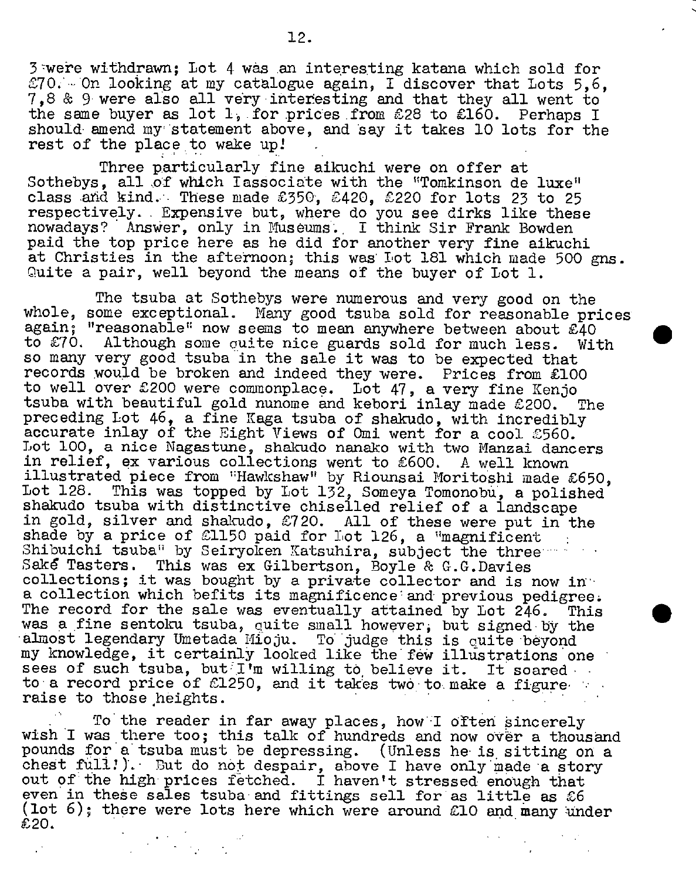3 were withdrawn; Lot 4 was an interesting katana which sold for £70. On looking at my catalogue again, I discover that Lots 5,6, 7,8 & 9 were also all very interesting and that they all went to the same buyer as lot 1, for prices from £28 to £160. Perhaps I should amend my statement above, and say it takes 10 lots for the rest of the place to wake up!

Three particularly fine aikuchi were on offer at Sothebys, all of which Iassociate with the "Tomkinson de luxe" class and kind. These made £350, £420, £220 for lots 23 to 25 respectively. Expensive but, where do you see dirks like these nowadays? Answer, only in Museums. I think Sir Frank Bowden paid the top price here as he did for another very fine aikuchi at Christies in the afternoon; this was Lot 181 which made 500 gns. Quite a pair, well beyond the means of the buyer of Lot 1.

The tsuba at Sothebys were numerous and very good on the whole, some exceptional. Many good tsuba sold for reasonable prices again; "reasonable" now seems to mean anywhere between about £40 to £70. Although some quite nice guards sold for much less. With so many very good tsuba in the sale it was to be expected that records would be broken and indeed they were. Prices from £100 to well over £200 were commonplace. Lot 47, a very fine Kenjo tsuba with beautiful gold nunome and kebori inlay made £200. The preceding Lot 46, a fine Kaga tsuba of shakudo, with incredibly accurate inlay of the Eight Views of Omi went for a cool £560. Lot 100, a nice Nagastune, shakudo nanako with two Manzai dancers in relief, ex various collections went to £600. A well known illustrated piece from "Hawkshaw" by Riounsai Moritoshi made £650, Lot 128. This was topped by Lot 132, Someya Tomonobu, a polished shakudo tsuba with distinctive chiselled relief of a landscape in gold, silver and shakudo, £720. All of these were put in the shade by a price of £1150 paid for Lot 126, a "magnificent Shibuichi tsuba" by Seiryoken Katsuhira, subject the three Saké Tasters. This was ex Gilbertson, Boyle & G.G.Davies collections; it was bought by a private collector and is now in a collection which befits its magnificence and previous pedigree. The record for the sale was eventually attained by Lot 246. This was a fine sentoku tsuba, quite small however, but signed by the almost legendary Umetada Mioju. To judge this is quite beyond my knowledge, it certainly looked like the few illustrations one sees of such tsuba, but I'm willing to believe it. It soared to a record price of £1250, and it takes two to make a figure raise to those heights.

To the reader in far away places, how I often sincerely wish I was there too; this talk of hundreds and now over a thousand pounds for a tsuba must be depressing. (Unless he is sitting on a chest full!). But do not despair, above I have only made a story out of the high prices fetched. I haven't stressed enough that even in these sales tsuba and fittings sell for as little as £6 (lot 6); there were lots here which were around £10 and many under £20.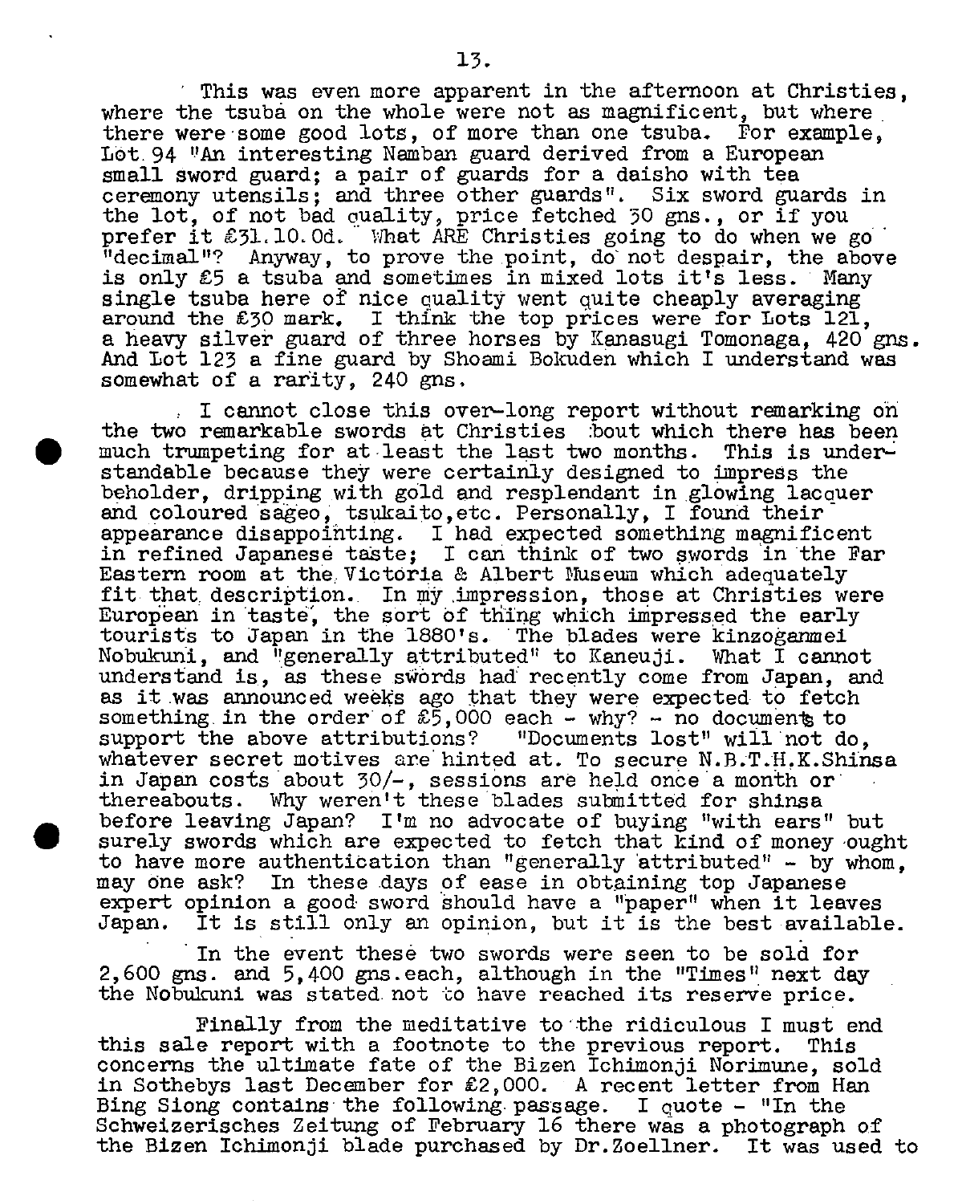This was even more apparent in the afternoon at Christies, where the tsuba on the whole were not as magnificent, but where there were some good lots, of more than one tsuba. For example, Lot 94 "An interesting Namban guard derived from a European small sword guard; a pair of guards for a daisho with tea ceremony utensils; and three other guards". Six sword guards in the lot, of not bad quality, price fetched 30 gns., or if you prefer it £31.10.0d. What ARE Christies going to do when we go "decimal"? Anyway, to prove the point, do not despair, the above is only £5 a tsuba and sometimes in mixed lots it's less. Many single tsuba here of nice quality went quite cheaply averaging around the £30 mark. I think the top prices were for Lots 121, a heavy silver guard of three horses by Kanasugi Tomonaga, 420 gns. And Lot 123 a fine guard by Shoami Bokuden which I understand was somewhat of a rarity, 240 gns.

I cannot close this over-long report without remarking on the two remarkable swords at Christies about which there has been much trumpeting for at least the last two months. This is understandable because they were certainly designed to impress the beholder, dripping with gold and resplendant in glowing lacquer and coloured sageo, tsukaito,etc. Personally, I found their appearance disappointing. I had expected something magnificent in refined Japanese taste; I can think of two swords in the Far Eastern room at the Victoria & Albert Museum which adequately fit that description. In my impression, those at Christies were European in taste, the sort of thing which impressed the early tourists to Japan in the 1880's. The blades were kinzoganmei Nobukuni, and "generally attributed" to Kaneuji. What I cannot understand is, as these swords had recently come from Japan, and as it was announced weeks ago that they were expected to fetch something in the order of £5,000 each - why? - no documents to support the above attributions? "Documents lost" will not do, whatever secret motives are hinted at. To secure N.B.T.H.K.Shinsa in Japan costs about 30/-, sessions are held once a month or thereabouts. Why weren't these blades submitted for shinsa before leaving Japan? I'm no advocate of buying "with ears" but surely swords which are expected to fetch that kind of money ought to have more authentication than "generally attributed" - by whom, may one ask? In these days of ease in obtaining top Japanese expert opinion a good sword should have a "paper" when it leaves Japan. It is still only an opinion, but it is the best available.

In the event these two swords were seen to be sold for 2,600 gns. and 5,400 gns.each, although in the "Times" next day the Nobukuni was stated not to have reached its reserve price.

Finally from the meditative to the ridiculous I must end this sale report with a footnote to the previous report. This concerns the ultimate fate of the Bizen Ichimonji Norimune, sold in Sothebys last December for £2,000. A recent letter from Han Bing Siong contains the following passage. I quote - "In the Schweizerisches Zeitung of February 16 there was a photograph of the Bizen Ichimonji blade purchased by Dr.Zoellner. It was used to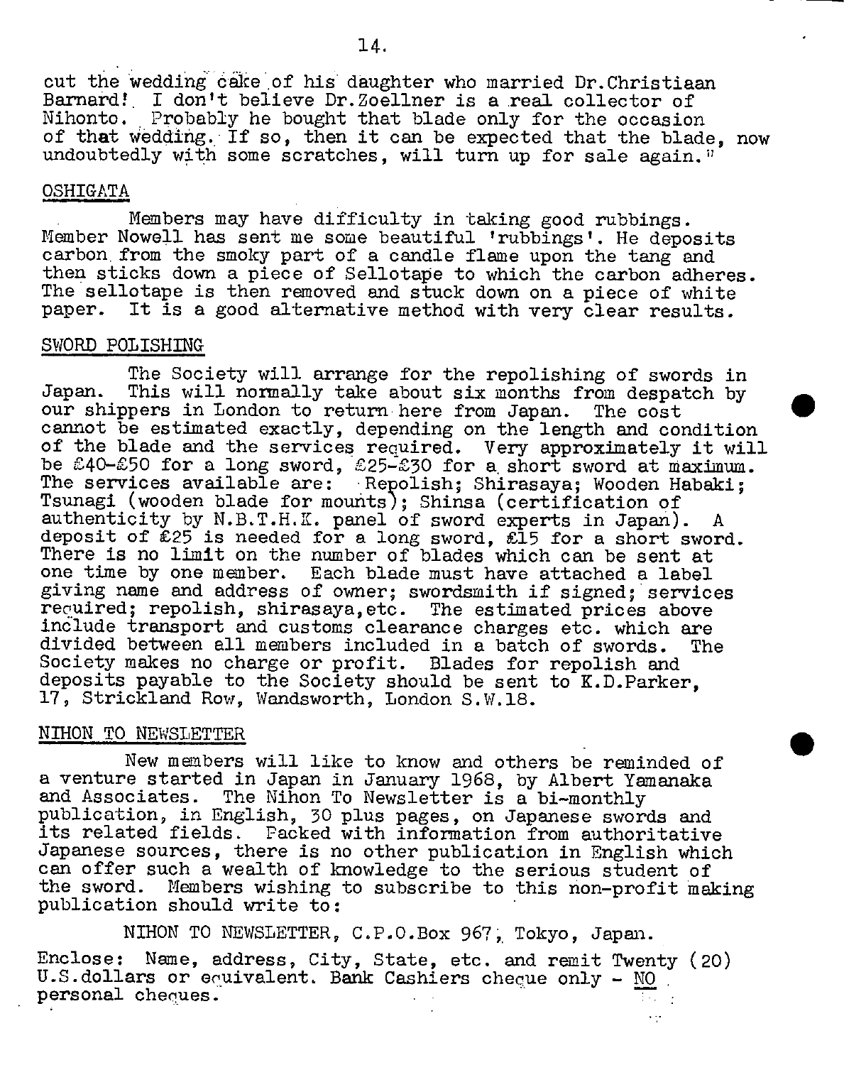cut the wedding cake of his daughter who married Dr.Christiaan Barnard! I don't believe Dr.Zoellner is a real collector of Nihonto. Probably he bought that blade only for the occasion of that wedding. If so, then it can be expected that the blade, now undoubtedly with some scratches, will turn up for sale again."

## OSHIGATA

Members may have difficulty in taking good rubbings. Member Nowell has sent me some beautiful 'rubbings'. He deposits carbon from the smoky part of a candle flame upon the tang and then sticks down a piece of Sellotape to which the carbon adheres. The sellotape is then removed and stuck down on a piece of white paper. It is a good alternative method with very clear results.

## SWORD POLISHING

The Society will arrange for the repolishing of swords in Japan. This will normally take about six months from despatch by our shippers in London to return here from Japan. The cost cannot be estimated exactly, depending on the length and condition of the blade and the services required. Very approximately it will be £40-£50 for a long sword, £25-£30 for a short sword at maximum. The services available are: Repolish; Shirasaya; Wooden Habaki; Tsunagi (wooden blade for mounts); Shinsa (certification of authenticity by N.B.T.H.K. panel of sword experts in Japan). A deposit of £25 is needed for a long sword, £15 for a short sword. There is no limit on the number of blades which can be sent at one time by one member. Each blade must have attached a label giving name and address of owner; swordsmith if signed; services required; repolish, shirasaya,etc. The estimated prices above include transport and customs clearance charges etc. which are divided between all members included in a batch of swords. The Society makes no charge or profit. Blades for repolish and deposits payable to the Society should be sent to K.D.Parker, 17, Strickland Row, Wandsworth, London S.W.18.

## NIHON TO NEWSLETTER

New members will like to know and others be reminded of a venture started in Japan in January 1968, by Albert Yamanaka and Associates. The Nihon To Newsletter is a bi-monthly publication, in English, 30 plus pages, on Japanese swords and its related fields. Packed with information from authoritative Japanese sources, there is no other publication in English which can offer such a wealth of knowledge to the serious student of the sword. Members wishing to subscribe to this non-profit making publication should write to:

NIHON TO NEWSLETTER, C.P.O.Box 967, Tokyo, Japan.

Enclose: Name, address, City, State, etc. and remit Twenty (20) U.S.dollars or equivalent. Bank Cashiers cheque only - NO personal cheques.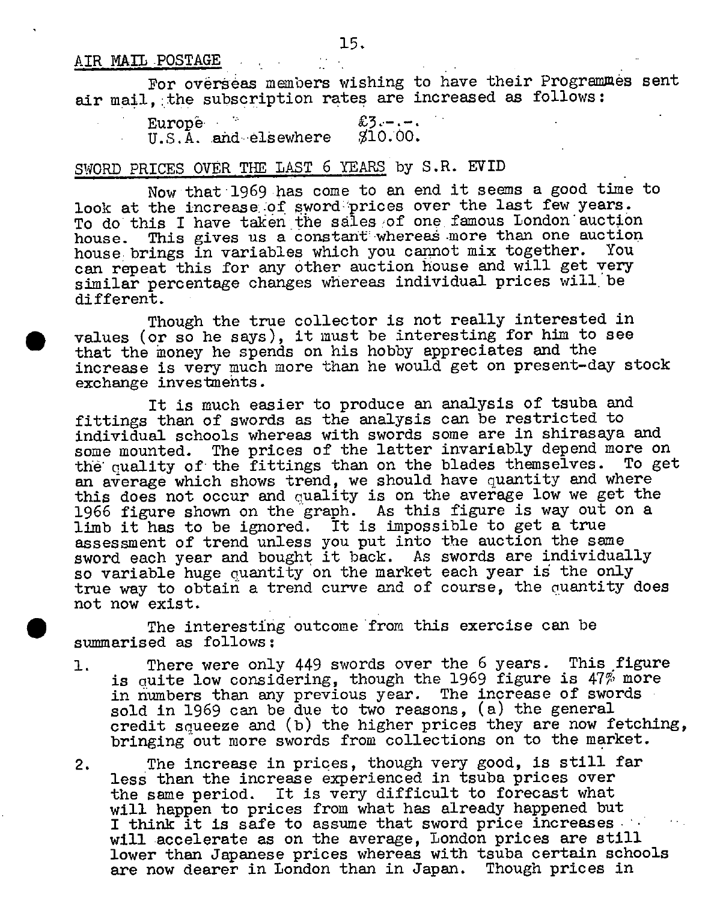## AIR MAIL POSTAGE

For overseas members wishing to have their Programmes sent air mail, the subscription rates are increased as follows:

| | |
|---|---|
| Europe | £3.-.-. |
| U.S.A. and elsewhere | $10.00. |

## SWORD PRICES OVER THE LAST 6 YEARS by S.R. EVID

Now that 1969 has come to an end it seems a good time to look at the increase of sword prices over the last few years. To do this I have taken the sales of one famous London auction house. This gives us a constant whereas more than one auction house brings in variables which you cannot mix together. You can repeat this for any other auction house and will get very similar percentage changes whereas individual prices will be different.

Though the true collector is not really interested in values (or so he says), it must be interesting for him to see that the money he spends on his hobby appreciates and the increase is very much more than he would get on present-day stock exchange investments.

It is much easier to produce an analysis of tsuba and fittings than of swords as the analysis can be restricted to individual schools whereas with swords some are in shirasaya and some mounted. The prices of the latter invariably depend more on the quality of the fittings than on the blades themselves. To get an average which shows trend, we should have quantity and where this does not occur and quality is on the average low we get the 1966 figure shown on the graph. As this figure is way out on a limb it has to be ignored. It is impossible to get a true assessment of trend unless you put into the auction the same sword each year and bought it back. As swords are individually so variable huge quantity on the market each year is the only true way to obtain a trend curve and of course, the quantity does not now exist.

The interesting outcome from this exercise can be summarised as follows:

1. There were only 449 swords over the 6 years. This figure is quite low considering, though the 1969 figure is 47% more in numbers than any previous year. The increase of swords sold in 1969 can be due to two reasons, (a) the general credit squeeze and (b) the higher prices they are now fetching, bringing out more swords from collections on to the market.

2. The increase in prices, though very good, is still far less than the increase experienced in tsuba prices over the same period. It is very difficult to forecast what will happen to prices from what has already happened but I think it is safe to assume that sword price increases will accelerate as on the average, London prices are still lower than Japanese prices whereas with tsuba certain schools are now dearer in London than in Japan. Though prices in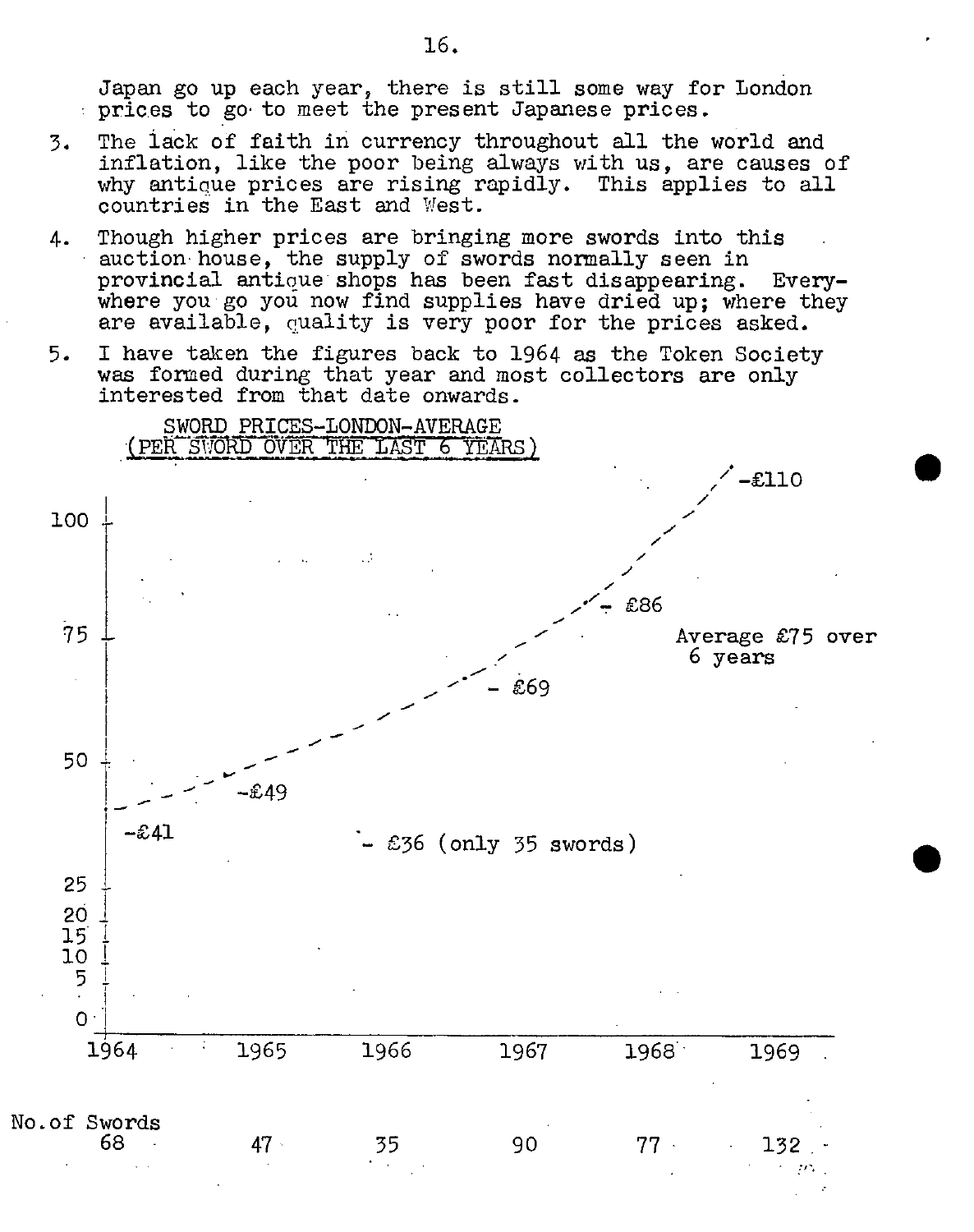Japan go up each year, there is still some way for London prices to go to meet the present Japanese prices.

3. The lack of faith in currency throughout all the world and inflation, like the poor being always with us, are causes of why antique prices are rising rapidly. This applies to all countries in the East and West.

4. Though higher prices are bringing more swords into this auction house, the supply of swords normally seen in provincial antique shops has been fast disappearing. Everywhere you go you now find supplies have dried up; where they are available, quality is very poor for the prices asked.

5. I have taken the figures back to 1964 as the Token Society was formed during that year and most collectors are only interested from that date onwards.

SWORD PRICES-LONDON-AVERAGE
(PER SWORD OVER THE LAST 6 YEARS)

| Year | 1964 | 1965 | 1966 | 1967 | 1968 | 1969 |
|---|---|---|---|---|---|---|
| Average price | £41 | £49 | £36 (only 35 swords) | £69 | £86 | £110 |
| No. of Swords | 68 | 47 | 35 | 90 | 77 | 132 |

Average £75 over 6 years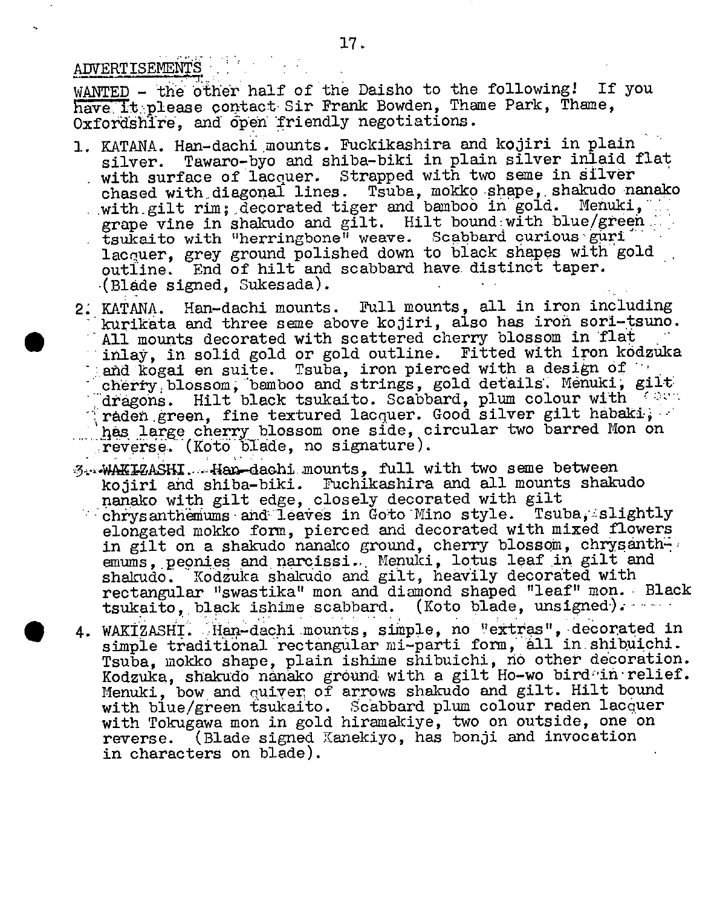## ADVERTISEMENTS

WANTED - the other half of the Daisho to the following! If you have it please contact Sir Frank Bowden, Thame Park, Thame, Oxfordshire, and open friendly negotiations.

1. KATANA. Han-dachi mounts. Fuckikashira and kojiri in plain silver. Tawaro-byo and shiba-biki in plain silver inlaid flat with surface of lacquer. Strapped with two seme in silver chased with diagonal lines. Tsuba, mokko shape, shakudo nanako with gilt rim; decorated tiger and bamboo in gold. Menuki, grape vine in shakudo and gilt. Hilt bound with blue/green tsukaito with "herringbone" weave. Scabbard curious guri lacquer, grey ground polished down to black shapes with gold outline. End of hilt and scabbard have distinct taper. (Blade signed, Sukesada).

2. KATANA. Han-dachi mounts. Full mounts, all in iron including kurikata and three seme above kojiri, also has iron sori-tsuno. All mounts decorated with scattered cherry blossom in flat inlay, in solid gold or gold outline. Fitted with iron kodzuka and kogai en suite. Tsuba, iron pierced with a design of cherry blossom, bamboo and strings, gold details. Menuki, gilt dragons. Hilt black tsukaito. Scabbard, plum colour with raden green, fine textured lacquer. Good silver gilt habaki, has large cherry blossom one side, circular two barred Mon on reverse. (Koto blade, no signature).

3. WAKIZASHI. Han-dachi mounts, full with two seme between kojiri and shiba-biki. Fuchikashira and all mounts shakudo nanako with gilt edge, closely decorated with gilt chrysanthemums and leaves in Goto Mino style. Tsuba, slightly elongated mokko form, pierced and decorated with mixed flowers in gilt on a shakudo nanako ground, cherry blossom, chrysanthemums, peonies and narcissi. Menuki, lotus leaf in gilt and shakudo. Kodzuka shakudo and gilt, heavily decorated with rectangular "swastika" mon and diamond shaped "leaf" mon. Black tsukaito, black ishime scabbard. (Koto blade, unsigned).

4. WAKIZASHI. Han-dachi mounts, simple, no "extras", decorated in simple traditional rectangular mi-parti form, all in shibuichi. Tsuba, mokko shape, plain ishime shibuichi, no other decoration. Kodzuka, shakudo nanako ground with a gilt Ho-wo bird in relief. Menuki, bow and quiver of arrows shakudo and gilt. Hilt bound with blue/green tsukaito. Scabbard plum colour raden lacquer with Tokugawa mon in gold hiramakiye, two on outside, one on reverse. (Blade signed Kanekiyo, has bonji and invocation in characters on blade).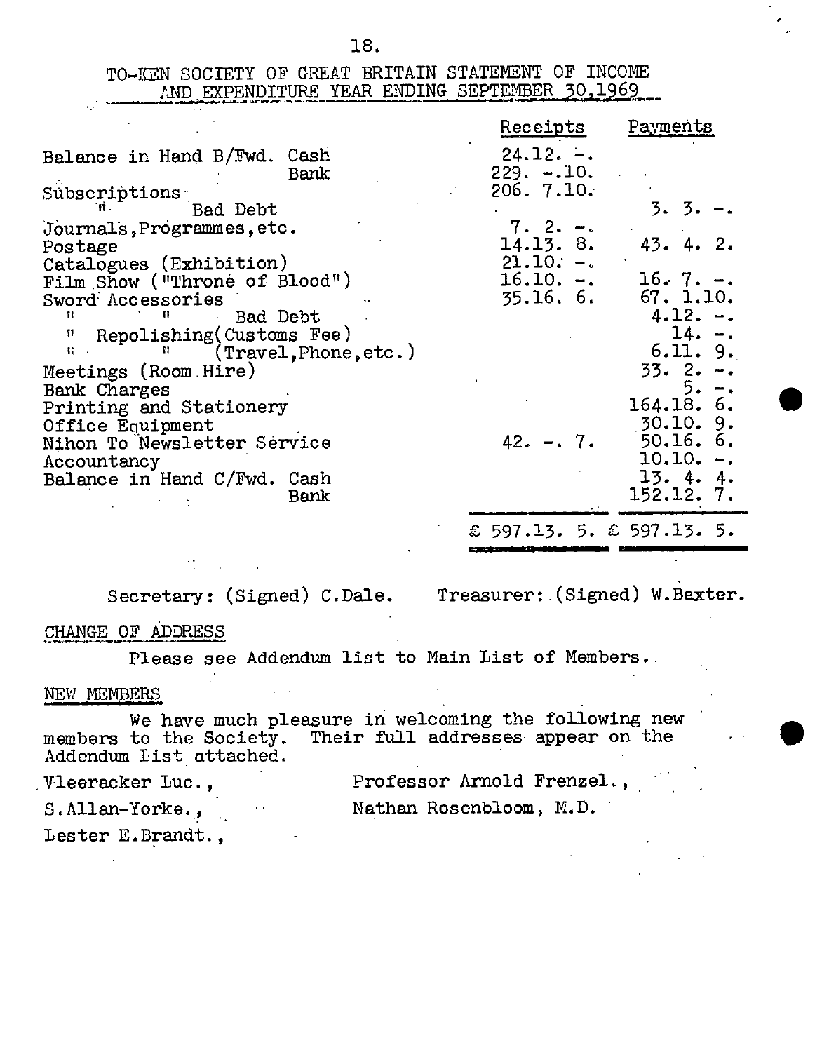# TO-KEN SOCIETY OF GREAT BRITAIN STATEMENT OF INCOME AND EXPENDITURE YEAR ENDING SEPTEMBER 30,1969

| | Receipts | Payments |
|---|---|---|
| Balance in Hand B/Fwd. Cash | 24.12. -. | |
| Bank | 229. -.10. | |
| Subscriptions | 206. 7.10. | |
| " Bad Debt | | 3. 3. -. |
| Journals, Programmes, etc. | 7. 2. -. | |
| Postage | 14.13. 8. | 43. 4. 2. |
| Catalogues (Exhibition) | 21.10. -. | |
| Film Show ("Throne of Blood") | 16.10. -. | 16. 7. -. |
| Sword Accessories | 35.16. 6. | 67. 1.10. |
| " " Bad Debt | | 4.12. -. |
| " Repolishing (Customs Fee) | | 14. -. |
| " " (Travel, Phone, etc.) | | 6.11. 9. |
| Meetings (Room Hire) | | 33. 2. -. |
| Bank Charges | | 5. -. |
| Printing and Stationery | | 164.18. 6. |
| Office Equipment | | 30.10. 9. |
| Nihon To Newsletter Service | 42. -. 7. | 50.16. 6. |
| Accountancy | | 10.10. -. |
| Balance in Hand C/Fwd. Cash | | 13. 4. 4. |
| Bank | | 152.12. 7. |
| | £ 597.13. 5. | £ 597.13. 5. |

Secretary: (Signed) C.Dale. Treasurer: (Signed) W.Baxter.

## CHANGE OF ADDRESS

Please see Addendum list to Main List of Members.

## NEW MEMBERS

We have much pleasure in welcoming the following new members to the Society. Their full addresses appear on the Addendum List attached.

Vleeracker Luc.,
S.Allan-Yorke.,
Lester E.Brandt.,
Professor Arnold Frenzel.,
Nathan Rosenbloom, M.D.